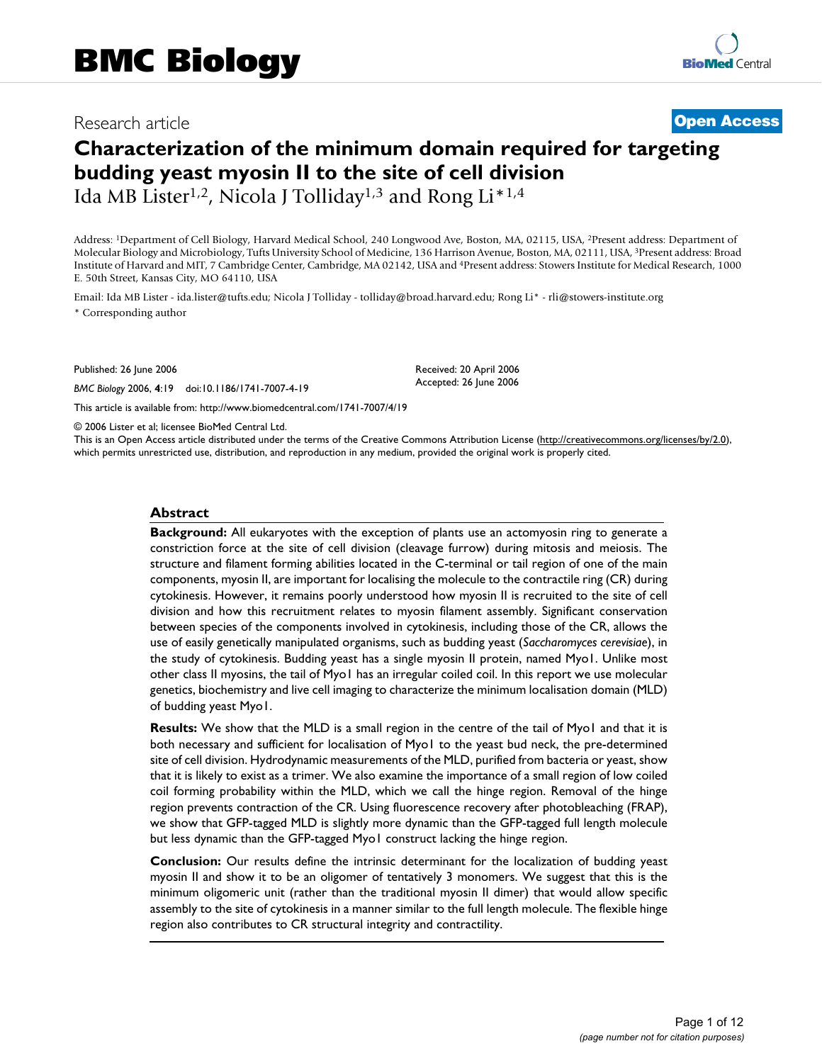# BMC Biology

Research article

**Open Access**

# Characterization of the minimum domain required for targeting budding yeast myosin II to the site of cell division

Ida MB Lister[1,2], Nicola J Tolliday[1,3] and Rong Li*[1,4]

Address: [1]Department of Cell Biology, Harvard Medical School, 240 Longwood Ave, Boston, MA, 02115, USA, [2]Present address: Department of Molecular Biology and Microbiology, Tufts University School of Medicine, 136 Harrison Avenue, Boston, MA, 02111, USA, [3]Present address: Broad Institute of Harvard and MIT, 7 Cambridge Center, Cambridge, MA 02142, USA and [4]Present address: Stowers Institute for Medical Research, 1000 E. 50th Street, Kansas City, MO 64110, USA

Email: Ida MB Lister - ida.lister@tufts.edu; Nicola J Tolliday - tolliday@broad.harvard.edu; Rong Li* - rli@stowers-institute.org

\* Corresponding author

Published: 26 June 2006

*BMC Biology* 2006, **4**:19 doi:10.1186/1741-7007-4-19

Received: 20 April 2006
Accepted: 26 June 2006

This article is available from: http://www.biomedcentral.com/1741-7007/4/19

© 2006 Lister et al; licensee BioMed Central Ltd.

This is an Open Access article distributed under the terms of the Creative Commons Attribution License (http://creativecommons.org/licenses/by/2.0), which permits unrestricted use, distribution, and reproduction in any medium, provided the original work is properly cited.

## Abstract

**Background:** All eukaryotes with the exception of plants use an actomyosin ring to generate a constriction force at the site of cell division (cleavage furrow) during mitosis and meiosis. The structure and filament forming abilities located in the C-terminal or tail region of one of the main components, myosin II, are important for localising the molecule to the contractile ring (CR) during cytokinesis. However, it remains poorly understood how myosin II is recruited to the site of cell division and how this recruitment relates to myosin filament assembly. Significant conservation between species of the components involved in cytokinesis, including those of the CR, allows the use of easily genetically manipulated organisms, such as budding yeast (*Saccharomyces cerevisiae*), in the study of cytokinesis. Budding yeast has a single myosin II protein, named Myo1. Unlike most other class II myosins, the tail of Myo1 has an irregular coiled coil. In this report we use molecular genetics, biochemistry and live cell imaging to characterize the minimum localisation domain (MLD) of budding yeast Myo1.

**Results:** We show that the MLD is a small region in the centre of the tail of Myo1 and that it is both necessary and sufficient for localisation of Myo1 to the yeast bud neck, the pre-determined site of cell division. Hydrodynamic measurements of the MLD, purified from bacteria or yeast, show that it is likely to exist as a trimer. We also examine the importance of a small region of low coiled coil forming probability within the MLD, which we call the hinge region. Removal of the hinge region prevents contraction of the CR. Using fluorescence recovery after photobleaching (FRAP), we show that GFP-tagged MLD is slightly more dynamic than the GFP-tagged full length molecule but less dynamic than the GFP-tagged Myo1 construct lacking the hinge region.

**Conclusion:** Our results define the intrinsic determinant for the localization of budding yeast myosin II and show it to be an oligomer of tentatively 3 monomers. We suggest that this is the minimum oligomeric unit (rather than the traditional myosin II dimer) that would allow specific assembly to the site of cytokinesis in a manner similar to the full length molecule. The flexible hinge region also contributes to CR structural integrity and contractility.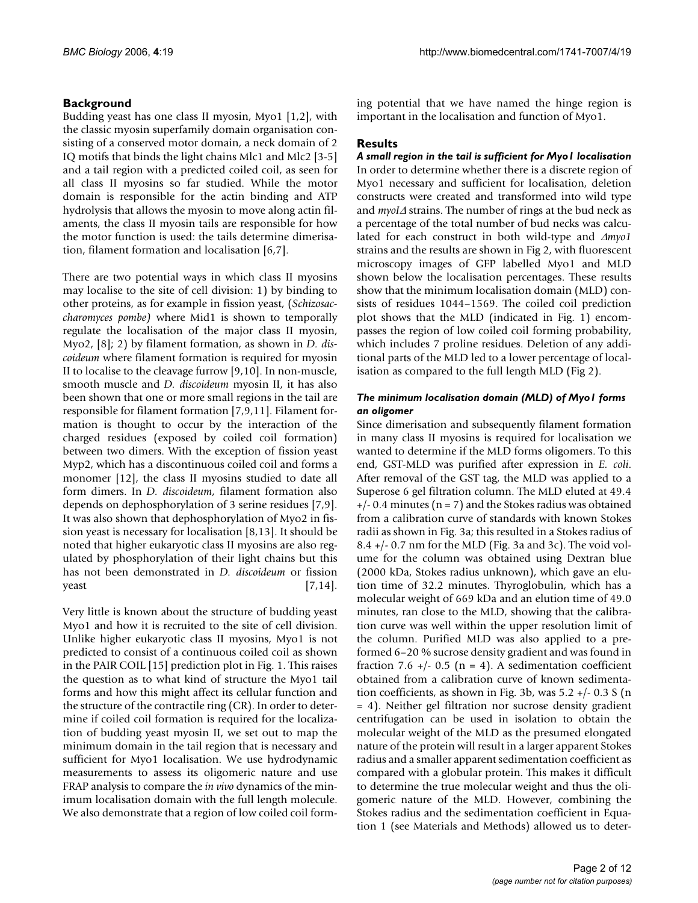## Background

Budding yeast has one class II myosin, Myo1 [1,2], with the classic myosin superfamily domain organisation consisting of a conserved motor domain, a neck domain of 2 IQ motifs that binds the light chains Mlc1 and Mlc2 [3-5] and a tail region with a predicted coiled coil, as seen for all class II myosins so far studied. While the motor domain is responsible for the actin binding and ATP hydrolysis that allows the myosin to move along actin filaments, the class II myosin tails are responsible for how the motor function is used: the tails determine dimerisation, filament formation and localisation [6,7].

There are two potential ways in which class II myosins may localise to the site of cell division: 1) by binding to other proteins, as for example in fission yeast, (*Schizosaccharomyces pombe)* where Mid1 is shown to temporally regulate the localisation of the major class II myosin, Myo2, [8]; 2) by filament formation, as shown in *D. discoideum* where filament formation is required for myosin II to localise to the cleavage furrow [9,10]. In non-muscle, smooth muscle and *D. discoideum* myosin II, it has also been shown that one or more small regions in the tail are responsible for filament formation [7,9,11]. Filament formation is thought to occur by the interaction of the charged residues (exposed by coiled coil formation) between two dimers. With the exception of fission yeast Myp2, which has a discontinuous coiled coil and forms a monomer [12], the class II myosins studied to date all form dimers. In *D. discoideum*, filament formation also depends on dephosphorylation of 3 serine residues [7,9]. It was also shown that dephosphorylation of Myo2 in fission yeast is necessary for localisation [8,13]. It should be noted that higher eukaryotic class II myosins are also regulated by phosphorylation of their light chains but this has not been demonstrated in *D. discoideum* or fission yeast [7,14].

Very little is known about the structure of budding yeast Myo1 and how it is recruited to the site of cell division. Unlike higher eukaryotic class II myosins, Myo1 is not predicted to consist of a continuous coiled coil as shown in the PAIR COIL [15] prediction plot in Fig. 1. This raises the question as to what kind of structure the Myo1 tail forms and how this might affect its cellular function and the structure of the contractile ring (CR). In order to determine if coiled coil formation is required for the localization of budding yeast myosin II, we set out to map the minimum domain in the tail region that is necessary and sufficient for Myo1 localisation. We use hydrodynamic measurements to assess its oligomeric nature and use FRAP analysis to compare the *in vivo* dynamics of the minimum localisation domain with the full length molecule. We also demonstrate that a region of low coiled coil forming potential that we have named the hinge region is important in the localisation and function of Myo1.

## Results

### *A small region in the tail is sufficient for Myo1 localisation*

In order to determine whether there is a discrete region of Myo1 necessary and sufficient for localisation, deletion constructs were created and transformed into wild type and *myo1Δ* strains. The number of rings at the bud neck as a percentage of the total number of bud necks was calculated for each construct in both wild-type and *Δmyo1* strains and the results are shown in Fig 2, with fluorescent microscopy images of GFP labelled Myo1 and MLD shown below the localisation percentages. These results show that the minimum localisation domain (MLD) consists of residues 1044–1569. The coiled coil prediction plot shows that the MLD (indicated in Fig. 1) encompasses the region of low coiled coil forming probability, which includes 7 proline residues. Deletion of any additional parts of the MLD led to a lower percentage of localisation as compared to the full length MLD (Fig 2).

### *The minimum localisation domain (MLD) of Myo1 forms an oligomer*

Since dimerisation and subsequently filament formation in many class II myosins is required for localisation we wanted to determine if the MLD forms oligomers. To this end, GST-MLD was purified after expression in *E. coli.* After removal of the GST tag, the MLD was applied to a Superose 6 gel filtration column. The MLD eluted at 49.4 +/- 0.4 minutes (n = 7) and the Stokes radius was obtained from a calibration curve of standards with known Stokes radii as shown in Fig. 3a; this resulted in a Stokes radius of 8.4 +/- 0.7 nm for the MLD (Fig. 3a and 3c). The void volume for the column was obtained using Dextran blue (2000 kDa, Stokes radius unknown), which gave an elution time of 32.2 minutes. Thyroglobulin, which has a molecular weight of 669 kDa and an elution time of 49.0 minutes, ran close to the MLD, showing that the calibration curve was well within the upper resolution limit of the column. Purified MLD was also applied to a preformed 6–20 % sucrose density gradient and was found in fraction 7.6 +/- 0.5 (n = 4). A sedimentation coefficient obtained from a calibration curve of known sedimentation coefficients, as shown in Fig. 3b, was 5.2 +/- 0.3 S (n = 4). Neither gel filtration nor sucrose density gradient centrifugation can be used in isolation to obtain the molecular weight of the MLD as the presumed elongated nature of the protein will result in a larger apparent Stokes radius and a smaller apparent sedimentation coefficient as compared with a globular protein. This makes it difficult to determine the true molecular weight and thus the oligomeric nature of the MLD. However, combining the Stokes radius and the sedimentation coefficient in Equation 1 (see Materials and Methods) allowed us to deter-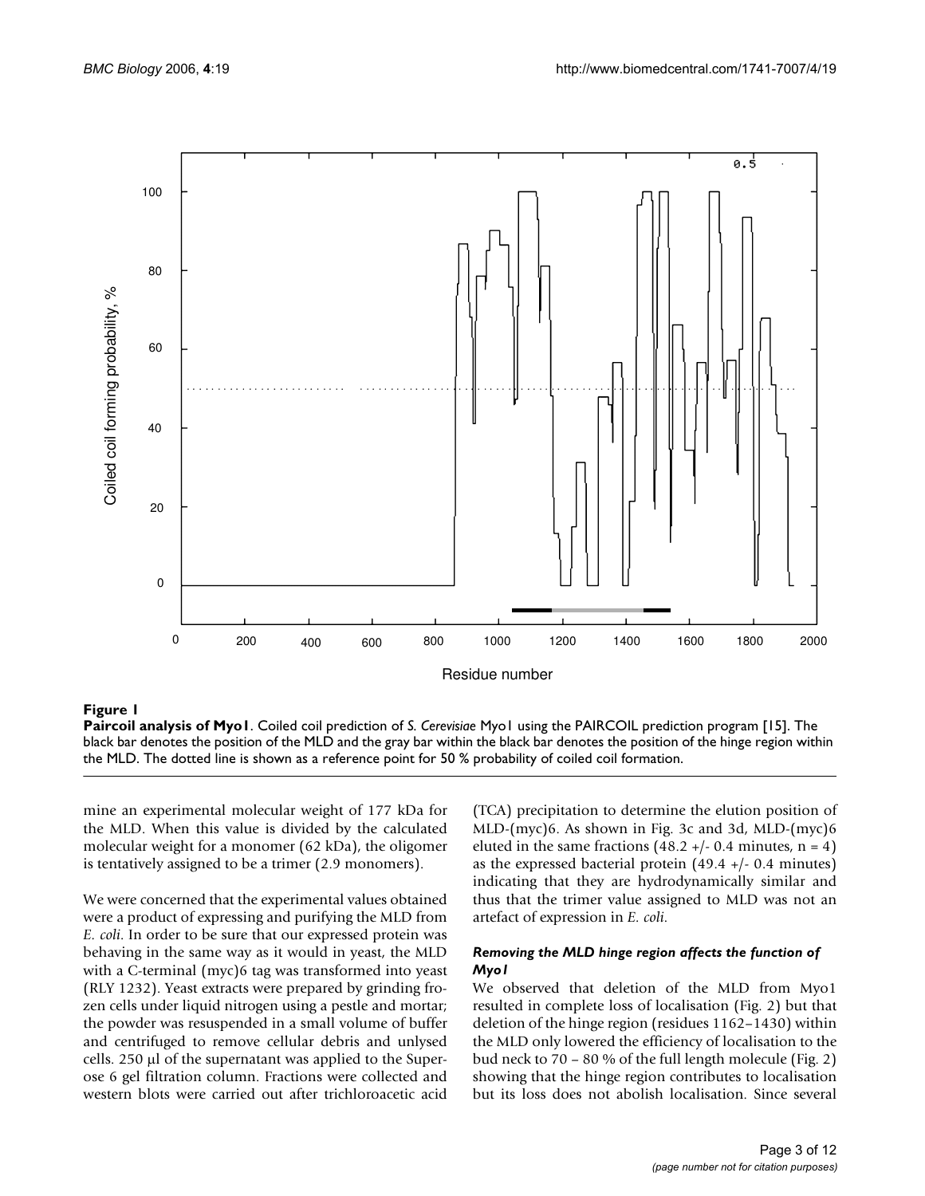**Figure 1**

**Paircoil analysis of Myo1**. Coiled coil prediction of *S. Cerevisiae* Myo1 using the PAIRCOIL prediction program [15]. The black bar denotes the position of the MLD and the gray bar within the black bar denotes the position of the hinge region within the MLD. The dotted line is shown as a reference point for 50 % probability of coiled coil formation.

mine an experimental molecular weight of 177 kDa for the MLD. When this value is divided by the calculated molecular weight for a monomer (62 kDa), the oligomer is tentatively assigned to be a trimer (2.9 monomers).

We were concerned that the experimental values obtained were a product of expressing and purifying the MLD from *E. coli*. In order to be sure that our expressed protein was behaving in the same way as it would in yeast, the MLD with a C-terminal (myc)6 tag was transformed into yeast (RLY 1232). Yeast extracts were prepared by grinding frozen cells under liquid nitrogen using a pestle and mortar; the powder was resuspended in a small volume of buffer and centrifuged to remove cellular debris and unlysed cells. 250 μl of the supernatant was applied to the Superose 6 gel filtration column. Fractions were collected and western blots were carried out after trichloroacetic acid (TCA) precipitation to determine the elution position of MLD-(myc)6. As shown in Fig. 3c and 3d, MLD-(myc)6 eluted in the same fractions (48.2 +/- 0.4 minutes, n = 4) as the expressed bacterial protein (49.4 +/- 0.4 minutes) indicating that they are hydrodynamically similar and thus that the trimer value assigned to MLD was not an artefact of expression in *E. coli.*

### *Removing the MLD hinge region affects the function of Myo1*

We observed that deletion of the MLD from Myo1 resulted in complete loss of localisation (Fig. 2) but that deletion of the hinge region (residues 1162–1430) within the MLD only lowered the efficiency of localisation to the bud neck to 70 – 80 % of the full length molecule (Fig. 2) showing that the hinge region contributes to localisation but its loss does not abolish localisation. Since several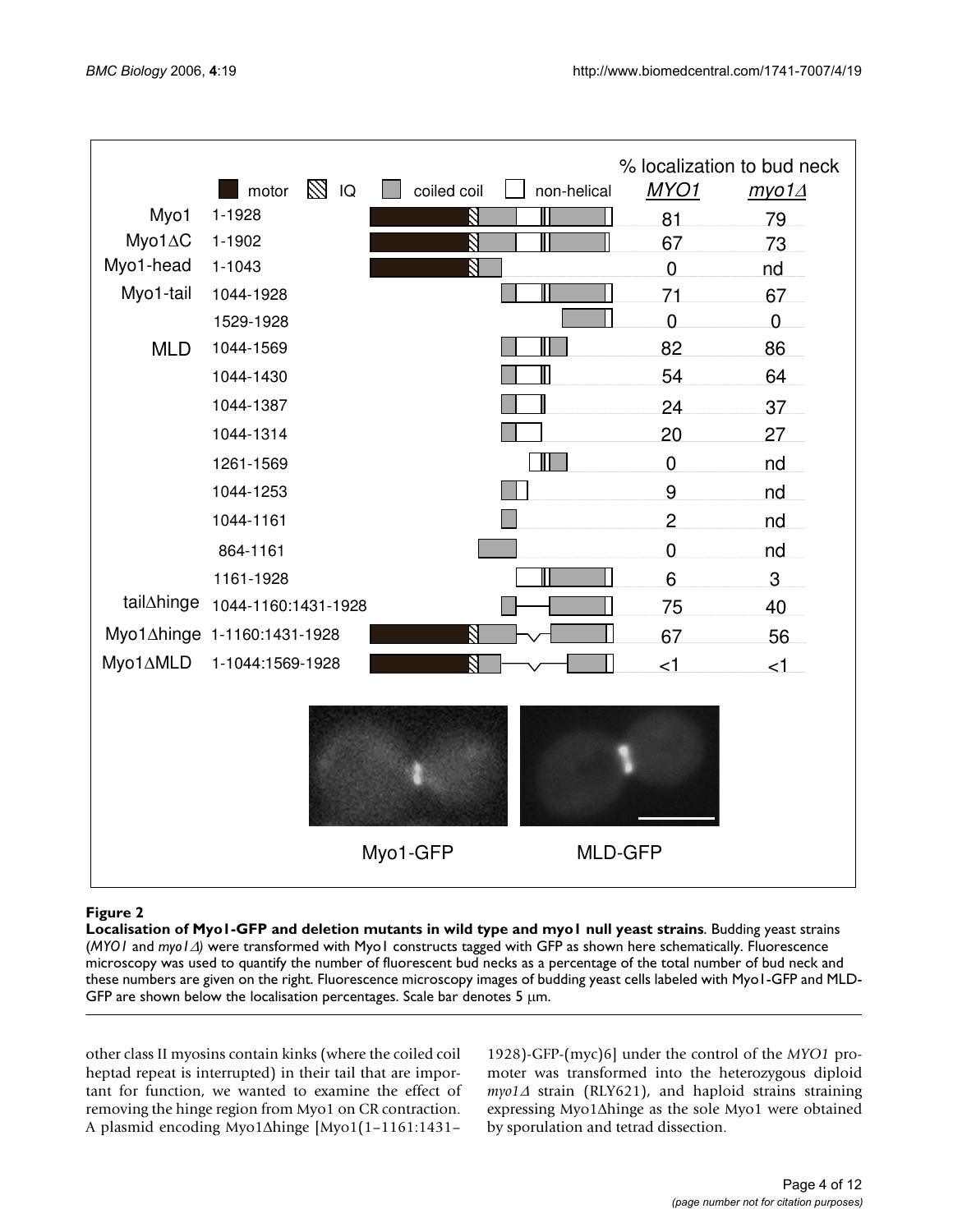| | | % localization to bud neck *MYO1* | *myo1Δ* |
|---|---|---|---|
| Myo1 | 1-1928 | 81 | 79 |
| Myo1ΔC | 1-1902 | 67 | 73 |
| Myo1-head | 1-1043 | 0 | nd |
| Myo1-tail | 1044-1928 | 71 | 67 |
| | 1529-1928 | 0 | 0 |
| MLD | 1044-1569 | 82 | 86 |
| | 1044-1430 | 54 | 64 |
| | 1044-1387 | 24 | 37 |
| | 1044-1314 | 20 | 27 |
| | 1261-1569 | 0 | nd |
| | 1044-1253 | 9 | nd |
| | 1044-1161 | 2 | nd |
| | 864-1161 | 0 | nd |
| | 1161-1928 | 6 | 3 |
| tailΔhinge | 1044-1160:1431-1928 | 75 | 40 |
| Myo1Δhinge | 1-1160:1431-1928 | 67 | 56 |
| Myo1ΔMLD | 1-1044:1569-1928 | <1 | <1 |

**Figure 2**

**Localisation of Myo1-GFP and deletion mutants in wild type and myo1 null yeast strains**. Budding yeast strains (*MYO1* and *myo1Δ*) were transformed with Myo1 constructs tagged with GFP as shown here schematically. Fluorescence microscopy was used to quantify the number of fluorescent bud necks as a percentage of the total number of bud neck and these numbers are given on the right. Fluorescence microscopy images of budding yeast cells labeled with Myo1-GFP and MLD-GFP are shown below the localisation percentages. Scale bar denotes 5 μm.

other class II myosins contain kinks (where the coiled coil heptad repeat is interrupted) in their tail that are important for function, we wanted to examine the effect of removing the hinge region from Myo1 on CR contraction. A plasmid encoding Myo1Δhinge [Myo1(1–1161:1431–1928)-GFP-(myc)6] under the control of the *MYO1* promoter was transformed into the heterozygous diploid *myo1Δ* strain (RLY621), and haploid strains straining expressing Myo1Δhinge as the sole Myo1 were obtained by sporulation and tetrad dissection.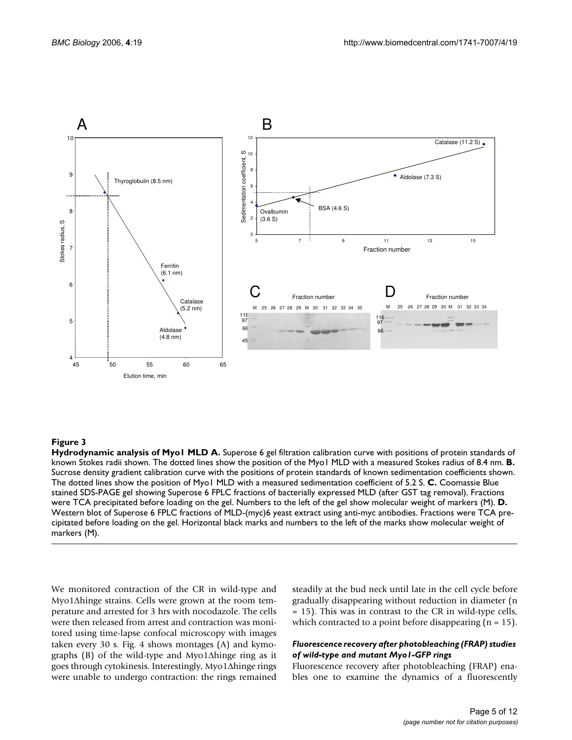**Figure 3**

**Hydrodynamic analysis of Myo1 MLD A.** Superose 6 gel filtration calibration curve with positions of protein standards of known Stokes radii shown. The dotted lines show the position of the Myo1 MLD with a measured Stokes radius of 8.4 nm. **B.** Sucrose density gradient calibration curve with the positions of protein standards of known sedimentation coefficients shown. The dotted lines show the position of Myo1 MLD with a measured sedimentation coefficient of 5.2 S. **C.** Coomassie Blue stained SDS-PAGE gel showing Superose 6 FPLC fractions of bacterially expressed MLD (after GST tag removal). Fractions were TCA precipitated before loading on the gel. Numbers to the left of the gel show molecular weight of markers (M). **D.** Western blot of Superose 6 FPLC fractions of MLD-(myc)6 yeast extract using anti-myc antibodies. Fractions were TCA precipitated before loading on the gel. Horizontal black marks and numbers to the left of the marks show molecular weight of markers (M).

We monitored contraction of the CR in wild-type and Myo1Δhinge strains. Cells were grown at the room temperature and arrested for 3 hrs with nocodazole. The cells were then released from arrest and contraction was monitored using time-lapse confocal microscopy with images taken every 30 s. Fig. 4 shows montages (A) and kymographs (B) of the wild-type and Myo1Δhinge ring as it goes through cytokinesis. Interestingly, Myo1Δhinge rings were unable to undergo contraction: the rings remained steadily at the bud neck until late in the cell cycle before gradually disappearing without reduction in diameter (n = 15). This was in contrast to the CR in wild-type cells, which contracted to a point before disappearing (n = 15).

### *Fluorescence recovery after photobleaching (FRAP) studies of wild-type and mutant Myo1-GFP rings*

Fluorescence recovery after photobleaching (FRAP) enables one to examine the dynamics of a fluorescently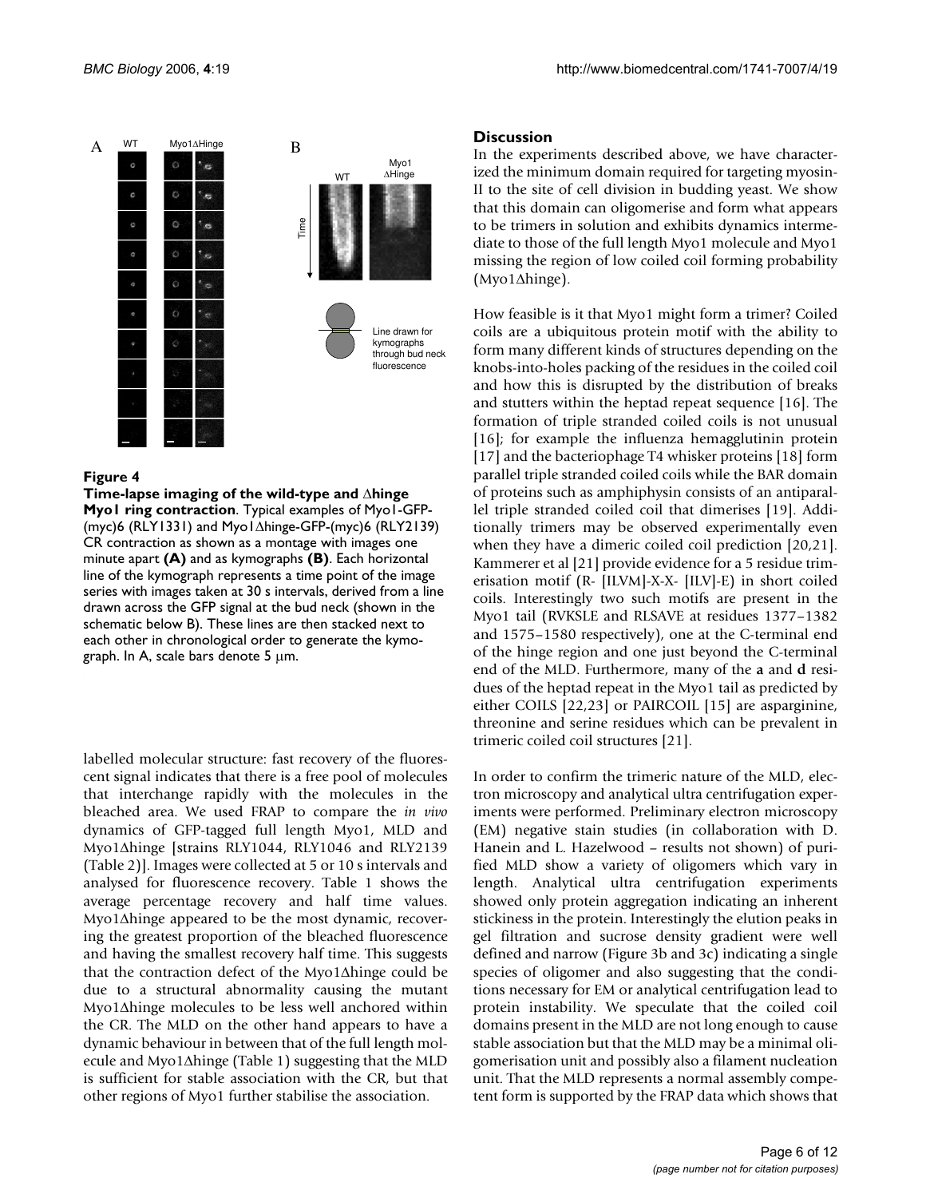**Figure 4**

**Time-lapse imaging of the wild-type and ∆hinge Myo1 ring contraction**. Typical examples of Myo1-GFP-(myc)6 (RLY1331) and Myo1∆hinge-GFP-(myc)6 (RLY2139) CR contraction as shown as a montage with images one minute apart **(A)** and as kymographs **(B)**. Each horizontal line of the kymograph represents a time point of the image series with images taken at 30 s intervals, derived from a line drawn across the GFP signal at the bud neck (shown in the schematic below B). These lines are then stacked next to each other in chronological order to generate the kymograph. In A, scale bars denote 5 μm.

labelled molecular structure: fast recovery of the fluorescent signal indicates that there is a free pool of molecules that interchange rapidly with the molecules in the bleached area. We used FRAP to compare the *in vivo* dynamics of GFP-tagged full length Myo1, MLD and Myo1∆hinge [strains RLY1044, RLY1046 and RLY2139 (Table 2)]. Images were collected at 5 or 10 s intervals and analysed for fluorescence recovery. Table 1 shows the average percentage recovery and half time values. Myo1∆hinge appeared to be the most dynamic, recovering the greatest proportion of the bleached fluorescence and having the smallest recovery half time. This suggests that the contraction defect of the Myo1∆hinge could be due to a structural abnormality causing the mutant Myo1∆hinge molecules to be less well anchored within the CR. The MLD on the other hand appears to have a dynamic behaviour in between that of the full length molecule and Myo1∆hinge (Table 1) suggesting that the MLD is sufficient for stable association with the CR, but that other regions of Myo1 further stabilise the association.

## Discussion

In the experiments described above, we have characterized the minimum domain required for targeting myosin-II to the site of cell division in budding yeast. We show that this domain can oligomerise and form what appears to be trimers in solution and exhibits dynamics intermediate to those of the full length Myo1 molecule and Myo1 missing the region of low coiled coil forming probability (Myo1∆hinge).

How feasible is it that Myo1 might form a trimer? Coiled coils are a ubiquitous protein motif with the ability to form many different kinds of structures depending on the knobs-into-holes packing of the residues in the coiled coil and how this is disrupted by the distribution of breaks and stutters within the heptad repeat sequence [16]. The formation of triple stranded coiled coils is not unusual [16]; for example the influenza hemagglutinin protein [17] and the bacteriophage T4 whisker proteins [18] form parallel triple stranded coiled coils while the BAR domain of proteins such as amphiphysin consists of an antiparallel triple stranded coiled coil that dimerises [19]. Additionally trimers may be observed experimentally even when they have a dimeric coiled coil prediction [20,21]. Kammerer et al [21] provide evidence for a 5 residue trimerisation motif (R- [ILVM]-X-X- [ILV]-E) in short coiled coils. Interestingly two such motifs are present in the Myo1 tail (RVKSLE and RLSAVE at residues 1377–1382 and 1575–1580 respectively), one at the C-terminal end of the hinge region and one just beyond the C-terminal end of the MLD. Furthermore, many of the **a** and **d** residues of the heptad repeat in the Myo1 tail as predicted by either COILS [22,23] or PAIRCOIL [15] are asparginine, threonine and serine residues which can be prevalent in trimeric coiled coil structures [21].

In order to confirm the trimeric nature of the MLD, electron microscopy and analytical ultra centrifugation experiments were performed. Preliminary electron microscopy (EM) negative stain studies (in collaboration with D. Hanein and L. Hazelwood – results not shown) of purified MLD show a variety of oligomers which vary in length. Analytical ultra centrifugation experiments showed only protein aggregation indicating an inherent stickiness in the protein. Interestingly the elution peaks in gel filtration and sucrose density gradient were well defined and narrow (Figure 3b and 3c) indicating a single species of oligomer and also suggesting that the conditions necessary for EM or analytical centrifugation lead to protein instability. We speculate that the coiled coil domains present in the MLD are not long enough to cause stable association but that the MLD may be a minimal oligomerisation unit and possibly also a filament nucleation unit. That the MLD represents a normal assembly competent form is supported by the FRAP data which shows that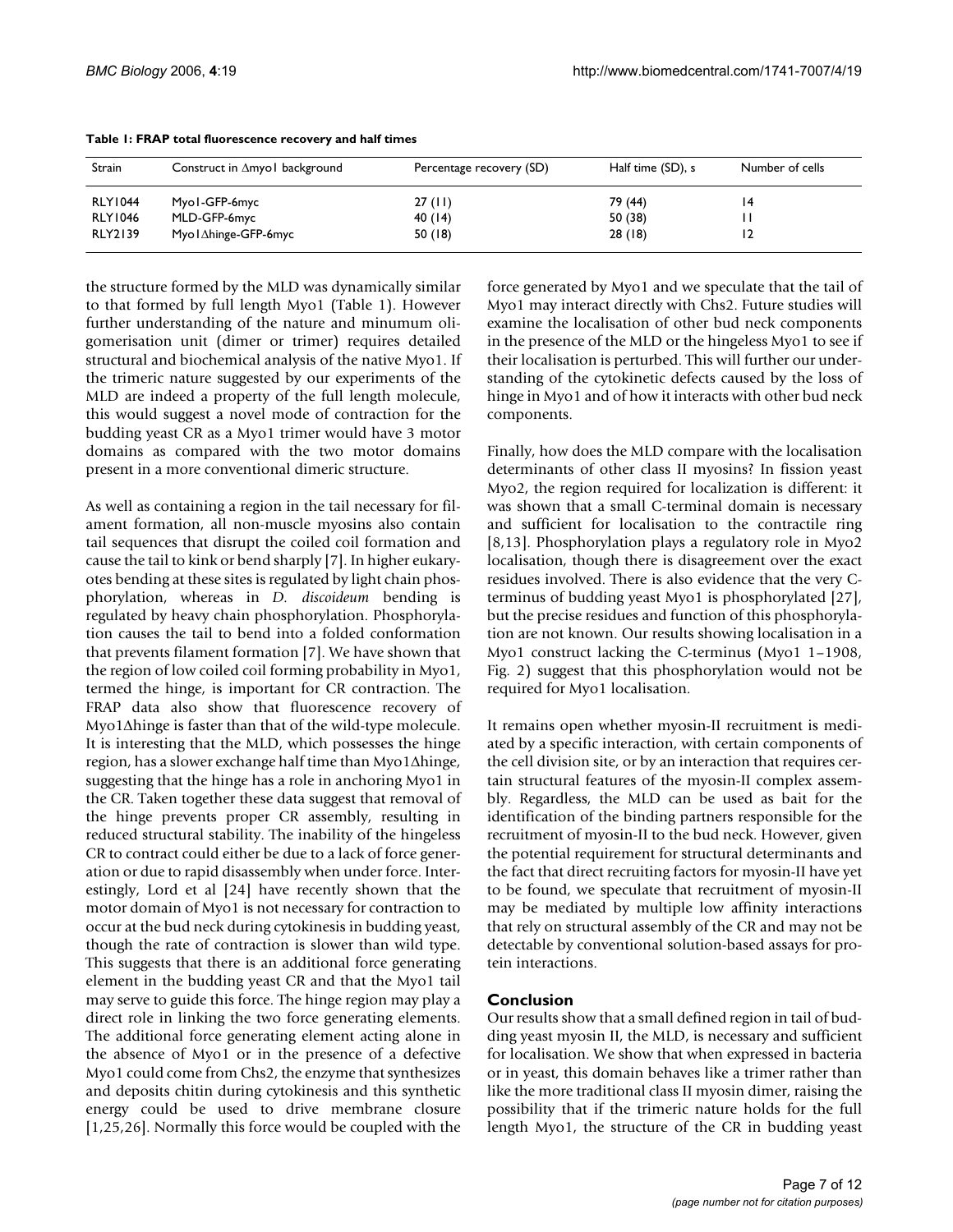**Table 1: FRAP total fluorescence recovery and half times**

| Strain | Construct in Δmyo1 background | Percentage recovery (SD) | Half time (SD), s | Number of cells |
|---|---|---|---|---|
| RLY1044 | Myo1-GFP-6myc | 27 (11) | 79 (44) | 14 |
| RLY1046 | MLD-GFP-6myc | 40 (14) | 50 (38) | 11 |
| RLY2139 | Myo1Δhinge-GFP-6myc | 50 (18) | 28 (18) | 12 |

the structure formed by the MLD was dynamically similar to that formed by full length Myo1 (Table 1). However further understanding of the nature and minumum oligomerisation unit (dimer or trimer) requires detailed structural and biochemical analysis of the native Myo1. If the trimeric nature suggested by our experiments of the MLD are indeed a property of the full length molecule, this would suggest a novel mode of contraction for the budding yeast CR as a Myo1 trimer would have 3 motor domains as compared with the two motor domains present in a more conventional dimeric structure.

As well as containing a region in the tail necessary for filament formation, all non-muscle myosins also contain tail sequences that disrupt the coiled coil formation and cause the tail to kink or bend sharply [7]. In higher eukaryotes bending at these sites is regulated by light chain phosphorylation, whereas in *D. discoideum* bending is regulated by heavy chain phosphorylation. Phosphorylation causes the tail to bend into a folded conformation that prevents filament formation [7]. We have shown that the region of low coiled coil forming probability in Myo1, termed the hinge, is important for CR contraction. The FRAP data also show that fluorescence recovery of Myo1Δhinge is faster than that of the wild-type molecule. It is interesting that the MLD, which possesses the hinge region, has a slower exchange half time than Myo1Δhinge, suggesting that the hinge has a role in anchoring Myo1 in the CR. Taken together these data suggest that removal of the hinge prevents proper CR assembly, resulting in reduced structural stability. The inability of the hingeless CR to contract could either be due to a lack of force generation or due to rapid disassembly when under force. Interestingly, Lord et al [24] have recently shown that the motor domain of Myo1 is not necessary for contraction to occur at the bud neck during cytokinesis in budding yeast, though the rate of contraction is slower than wild type. This suggests that there is an additional force generating element in the budding yeast CR and that the Myo1 tail may serve to guide this force. The hinge region may play a direct role in linking the two force generating elements. The additional force generating element acting alone in the absence of Myo1 or in the presence of a defective Myo1 could come from Chs2, the enzyme that synthesizes and deposits chitin during cytokinesis and this synthetic energy could be used to drive membrane closure [1,25,26]. Normally this force would be coupled with the force generated by Myo1 and we speculate that the tail of Myo1 may interact directly with Chs2. Future studies will examine the localisation of other bud neck components in the presence of the MLD or the hingeless Myo1 to see if their localisation is perturbed. This will further our understanding of the cytokinetic defects caused by the loss of hinge in Myo1 and of how it interacts with other bud neck components.

Finally, how does the MLD compare with the localisation determinants of other class II myosins? In fission yeast Myo2, the region required for localization is different: it was shown that a small C-terminal domain is necessary and sufficient for localisation to the contractile ring [8,13]. Phosphorylation plays a regulatory role in Myo2 localisation, though there is disagreement over the exact residues involved. There is also evidence that the very C-terminus of budding yeast Myo1 is phosphorylated [27], but the precise residues and function of this phosphorylation are not known. Our results showing localisation in a Myo1 construct lacking the C-terminus (Myo1 1–1908, Fig. 2) suggest that this phosphorylation would not be required for Myo1 localisation.

It remains open whether myosin-II recruitment is mediated by a specific interaction, with certain components of the cell division site, or by an interaction that requires certain structural features of the myosin-II complex assembly. Regardless, the MLD can be used as bait for the identification of the binding partners responsible for the recruitment of myosin-II to the bud neck. However, given the potential requirement for structural determinants and the fact that direct recruiting factors for myosin-II have yet to be found, we speculate that recruitment of myosin-II may be mediated by multiple low affinity interactions that rely on structural assembly of the CR and may not be detectable by conventional solution-based assays for protein interactions.

## Conclusion

Our results show that a small defined region in tail of budding yeast myosin II, the MLD, is necessary and sufficient for localisation. We show that when expressed in bacteria or in yeast, this domain behaves like a trimer rather than like the more traditional class II myosin dimer, raising the possibility that if the trimeric nature holds for the full length Myo1, the structure of the CR in budding yeast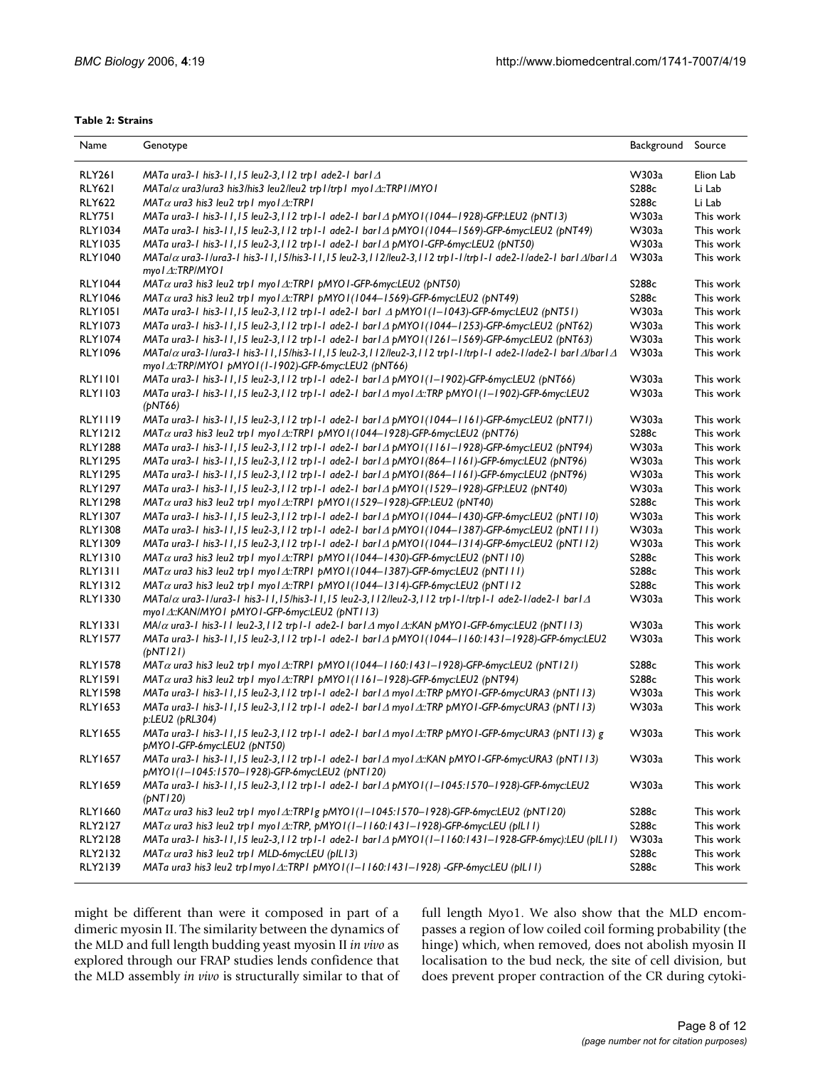**Table 2: Strains**

| Name | Genotype | Background | Source |
|---|---|---|---|
| RLY261 | *MATa ura3-1 his3-11,15 leu2-3,112 trp1 ade2-1 bar1Δ* | W303a | Elion Lab |
| RLY621 | *MATa/α ura3/ura3 his3/his3 leu2/leu2 trp1/trp1 myo1Δ::TRP1/MYO1* | S288c | Li Lab |
| RLY622 | *MATα ura3 his3 leu2 trp1 myo1Δ::TRP1* | S288c | Li Lab |
| RLY751 | *MATa ura3-1 his3-11,15 leu2-3,112 trp1-1 ade2-1 bar1Δ pMYO1(1044–1928)-GFP:LEU2 (pNT13)* | W303a | This work |
| RLY1034 | *MATa ura3-1 his3-11,15 leu2-3,112 trp1-1 ade2-1 bar1Δ pMYO1(1044–1569)-GFP-6myc:LEU2 (pNT49)* | W303a | This work |
| RLY1035 | *MATa ura3-1 his3-11,15 leu2-3,112 trp1-1 ade2-1 bar1Δ pMYO1-GFP-6myc:LEU2 (pNT50)* | W303a | This work |
| RLY1040 | *MATa/α ura3-1/ura3-1 his3-11,15/his3-11,15 leu2-3,112/leu2-3,112 trp1-1/trp1-1 ade2-1/ade2-1 bar1Δ/bar1Δ myo1Δ::TRP/MYO1* | W303a | This work |
| RLY1044 | *MATα ura3 his3 leu2 trp1 myo1Δ::TRP1 pMYO1-GFP-6myc:LEU2 (pNT50)* | S288c | This work |
| RLY1046 | *MATα ura3 his3 leu2 trp1 myo1Δ::TRP1 pMYO1(1044–1569)-GFP-6myc:LEU2 (pNT49)* | S288c | This work |
| RLY1051 | *MATa ura3-1 his3-11,15 leu2-3,112 trp1-1 ade2-1 bar1 Δ pMYO1(1–1043)-GFP-6myc:LEU2 (pNT51)* | W303a | This work |
| RLY1073 | *MATa ura3-1 his3-11,15 leu2-3,112 trp1-1 ade2-1 bar1Δ pMYO1(1044–1253)-GFP-6myc:LEU2 (pNT62)* | W303a | This work |
| RLY1074 | *MATa ura3-1 his3-11,15 leu2-3,112 trp1-1 ade2-1 bar1Δ pMYO1(1261–1569)-GFP-6myc:LEU2 (pNT63)* | W303a | This work |
| RLY1096 | *MATa/α ura3-1/ura3-1 his3-11,15/his3-11,15 leu2-3,112/leu2-3,112 trp1-1/trp1-1 ade2-1/ade2-1 bar1Δ/bar1Δ myo1Δ::TRP/MYO1 pMYO1(1-1902)-GFP-6myc:LEU2 (pNT66)* | W303a | This work |
| RLY1101 | *MATa ura3-1 his3-11,15 leu2-3,112 trp1-1 ade2-1 bar1Δ pMYO1(1–1902)-GFP-6myc:LEU2 (pNT66)* | W303a | This work |
| RLY1103 | *MATa ura3-1 his3-11,15 leu2-3,112 trp1-1 ade2-1 bar1Δ myo1Δ::TRP pMYO1(1–1902)-GFP-6myc:LEU2 (pNT66)* | W303a | This work |
| RLY1119 | *MATa ura3-1 his3-11,15 leu2-3,112 trp1-1 ade2-1 bar1Δ pMYO1(1044–1161)-GFP-6myc:LEU2 (pNT71)* | W303a | This work |
| RLY1212 | *MATα ura3 his3 leu2 trp1 myo1Δ::TRP1 pMYO1(1044–1928)-GFP-6myc:LEU2 (pNT76)* | S288c | This work |
| RLY1288 | *MATa ura3-1 his3-11,15 leu2-3,112 trp1-1 ade2-1 bar1Δ pMYO1(1161–1928)-GFP-6myc:LEU2 (pNT94)* | W303a | This work |
| RLY1295 | *MATa ura3-1 his3-11,15 leu2-3,112 trp1-1 ade2-1 bar1Δ pMYO1(864–1161)-GFP-6myc:LEU2 (pNT96)* | W303a | This work |
| RLY1295 | *MATa ura3-1 his3-11,15 leu2-3,112 trp1-1 ade2-1 bar1Δ pMYO1(864–1161)-GFP-6myc:LEU2 (pNT96)* | W303a | This work |
| RLY1297 | *MATa ura3-1 his3-11,15 leu2-3,112 trp1-1 ade2-1 bar1Δ pMYO1(1529–1928)-GFP:LEU2 (pNT40)* | W303a | This work |
| RLY1298 | *MATα ura3 his3 leu2 trp1 myo1Δ::TRP1 pMYO1(1529–1928)-GFP:LEU2 (pNT40)* | S288c | This work |
| RLY1307 | *MATa ura3-1 his3-11,15 leu2-3,112 trp1-1 ade2-1 bar1Δ pMYO1(1044–1430)-GFP-6myc:LEU2 (pNT110)* | W303a | This work |
| RLY1308 | *MATa ura3-1 his3-11,15 leu2-3,112 trp1-1 ade2-1 bar1Δ pMYO1(1044–1387)-GFP-6myc:LEU2 (pNT111)* | W303a | This work |
| RLY1309 | *MATa ura3-1 his3-11,15 leu2-3,112 trp1-1 ade2-1 bar1Δ pMYO1(1044–1314)-GFP-6myc:LEU2 (pNT112)* | W303a | This work |
| RLY1310 | *MATα ura3 his3 leu2 trp1 myo1Δ::TRP1 pMYO1(1044–1430)-GFP-6myc:LEU2 (pNT110)* | S288c | This work |
| RLY1311 | *MATα ura3 his3 leu2 trp1 myo1Δ::TRP1 pMYO1(1044–1387)-GFP-6myc:LEU2 (pNT111)* | S288c | This work |
| RLY1312 | *MATα ura3 his3 leu2 trp1 myo1Δ::TRP1 pMYO1(1044–1314)-GFP-6myc:LEU2 (pNT112* | S288c | This work |
| RLY1330 | *MATa/α ura3-1/ura3-1 his3-11,15/his3-11,15 leu2-3,112/leu2-3,112 trp1-1/trp1-1 ade2-1/ade2-1 bar1Δ myo1Δ::KAN/MYO1 pMYO1-GFP-6myc:LEU2 (pNT113)* | W303a | This work |
| RLY1331 | *MA/α ura3-1 his3-11 leu2-3,112 trp1-1 ade2-1 bar1Δ myo1Δ::KAN pMYO1-GFP-6myc:LEU2 (pNT113)* | W303a | This work |
| RLY1577 | *MATa ura3-1 his3-11,15 leu2-3,112 trp1-1 ade2-1 bar1Δ pMYO1(1044–1160:1431–1928)-GFP-6myc:LEU2 (pNT121)* | W303a | This work |
| RLY1578 | *MATα ura3 his3 leu2 trp1 myo1Δ::TRP1 pMYO1(1044–1160:1431–1928)-GFP-6myc:LEU2 (pNT121)* | S288c | This work |
| RLY1591 | *MATα ura3 his3 leu2 trp1 myo1Δ::TRP1 pMYO1(1161–1928)-GFP-6myc:LEU2 (pNT94)* | S288c | This work |
| RLY1598 | *MATa ura3-1 his3-11,15 leu2-3,112 trp1-1 ade2-1 bar1Δ myo1Δ::TRP pMYO1-GFP-6myc:URA3 (pNT113)* | W303a | This work |
| RLY1653 | *MATa ura3-1 his3-11,15 leu2-3,112 trp1-1 ade2-1 bar1Δ myo1Δ::TRP pMYO1-GFP-6myc:URA3 (pNT113) p:LEU2 (pRL304)* | W303a | This work |
| RLY1655 | *MATa ura3-1 his3-11,15 leu2-3,112 trp1-1 ade2-1 bar1Δ myo1Δ::TRP pMYO1-GFP-6myc:URA3 (pNT113) g pMYO1-GFP-6myc:LEU2 (pNT50)* | W303a | This work |
| RLY1657 | *MATa ura3-1 his3-11,15 leu2-3,112 trp1-1 ade2-1 bar1Δ myo1Δ::KAN pMYO1-GFP-6myc:URA3 (pNT113) pMYO1(1–1045:1570–1928)-GFP-6myc:LEU2 (pNT120)* | W303a | This work |
| RLY1659 | *MATa ura3-1 his3-11,15 leu2-3,112 trp1-1 ade2-1 bar1Δ pMYO1(1–1045:1570–1928)-GFP-6myc:LEU2 (pNT120)* | W303a | This work |
| RLY1660 | *MATα ura3 his3 leu2 trp1 myo1Δ::TRP1g pMYO1(1–1045:1570–1928)-GFP-6myc:LEU2 (pNT120)* | S288c | This work |
| RLY2127 | *MATα ura3 his3 leu2 trp1 myo1Δ::TRP, pMYO1(1–1160:1431–1928)-GFP-6myc:LEU (pIL11)* | S288c | This work |
| RLY2128 | *MATa ura3-1 his3-11,15 leu2-3,112 trp1-1 ade2-1 bar1Δ pMYO1(1–1160:1431–1928-GFP-6myc):LEU (pIL11)* | W303a | This work |
| RLY2132 | *MATα ura3 his3 leu2 trp1 MLD-6myc:LEU (pIL13)* | S288c | This work |
| RLY2139 | *MATa ura3 his3 leu2 trp1myo1Δ::TRP1 pMYO1(1–1160:1431–1928) -GFP-6myc:LEU (pIL11)* | S288c | This work |

might be different than were it composed in part of a dimeric myosin II. The similarity between the dynamics of the MLD and full length budding yeast myosin II *in vivo* as explored through our FRAP studies lends confidence that the MLD assembly *in vivo* is structurally similar to that of full length Myo1. We also show that the MLD encompasses a region of low coiled coil forming probability (the hinge) which, when removed, does not abolish myosin II localisation to the bud neck, the site of cell division, but does prevent proper contraction of the CR during cytoki-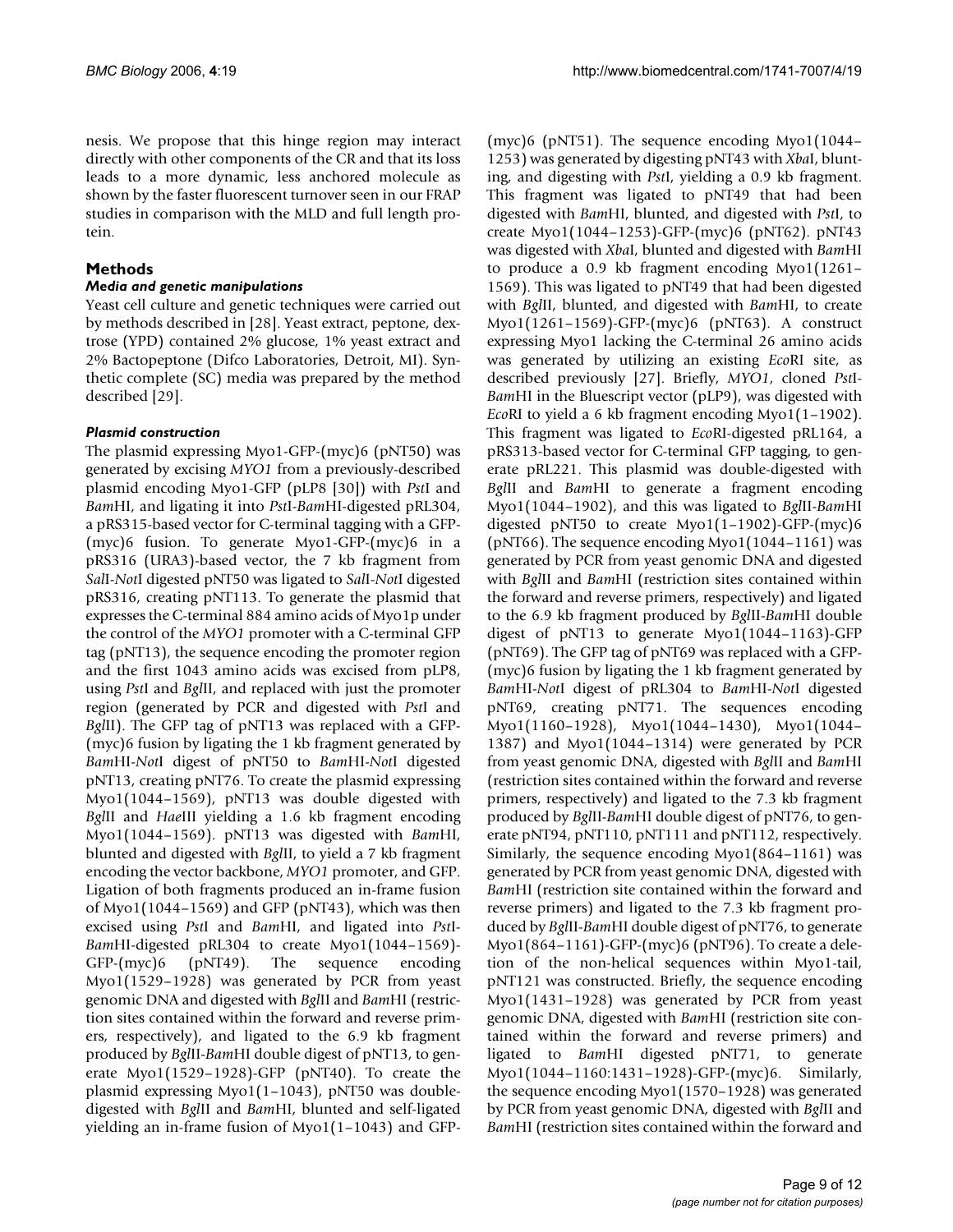nesis. We propose that this hinge region may interact directly with other components of the CR and that its loss leads to a more dynamic, less anchored molecule as shown by the faster fluorescent turnover seen in our FRAP studies in comparison with the MLD and full length protein.

## Methods

### *Media and genetic manipulations*

Yeast cell culture and genetic techniques were carried out by methods described in [28]. Yeast extract, peptone, dextrose (YPD) contained 2% glucose, 1% yeast extract and 2% Bactopeptone (Difco Laboratories, Detroit, MI). Synthetic complete (SC) media was prepared by the method described [29].

### *Plasmid construction*

The plasmid expressing Myo1-GFP-(myc)6 (pNT50) was generated by excising *MYO1* from a previously-described plasmid encoding Myo1-GFP (pLP8 [30]) with *Pst*I and *Bam*HI, and ligating it into *Pst*I-*Bam*HI-digested pRL304, a pRS315-based vector for C-terminal tagging with a GFP-(myc)6 fusion. To generate Myo1-GFP-(myc)6 in a pRS316 (URA3)-based vector, the 7 kb fragment from *Sal*I-*Not*I digested pNT50 was ligated to *Sal*I-*Not*I digested pRS316, creating pNT113. To generate the plasmid that expresses the C-terminal 884 amino acids of Myo1p under the control of the *MYO1* promoter with a C-terminal GFP tag (pNT13), the sequence encoding the promoter region and the first 1043 amino acids was excised from pLP8, using *Pst*I and *Bgl*II, and replaced with just the promoter region (generated by PCR and digested with *Pst*I and *Bgl*II). The GFP tag of pNT13 was replaced with a GFP-(myc)6 fusion by ligating the 1 kb fragment generated by *Bam*HI-*Not*I digest of pNT50 to *Bam*HI-*Not*I digested pNT13, creating pNT76. To create the plasmid expressing Myo1(1044–1569), pNT13 was double digested with *Bgl*II and *Hae*III yielding a 1.6 kb fragment encoding Myo1(1044–1569). pNT13 was digested with *Bam*HI, blunted and digested with *Bgl*II, to yield a 7 kb fragment encoding the vector backbone, *MYO1* promoter, and GFP. Ligation of both fragments produced an in-frame fusion of Myo1(1044–1569) and GFP (pNT43), which was then excised using *Pst*I and *Bam*HI, and ligated into *Pst*I-*Bam*HI-digested pRL304 to create Myo1(1044–1569)-GFP-(myc)6 (pNT49). The sequence encoding Myo1(1529–1928) was generated by PCR from yeast genomic DNA and digested with *Bgl*II and *Bam*HI (restriction sites contained within the forward and reverse primers, respectively), and ligated to the 6.9 kb fragment produced by *Bgl*II-*Bam*HI double digest of pNT13, to generate Myo1(1529–1928)-GFP (pNT40). To create the plasmid expressing Myo1(1–1043), pNT50 was double-digested with *Bgl*II and *Bam*HI, blunted and self-ligated yielding an in-frame fusion of Myo1(1–1043) and GFP-(myc)6 (pNT51). The sequence encoding Myo1(1044–1253) was generated by digesting pNT43 with *Xba*I, blunting, and digesting with *Pst*I, yielding a 0.9 kb fragment. This fragment was ligated to pNT49 that had been digested with *Bam*HI, blunted, and digested with *Pst*I, to create Myo1(1044–1253)-GFP-(myc)6 (pNT62). pNT43 was digested with *Xba*I, blunted and digested with *Bam*HI to produce a 0.9 kb fragment encoding Myo1(1261–1569). This was ligated to pNT49 that had been digested with *Bgl*II, blunted, and digested with *Bam*HI, to create Myo1(1261–1569)-GFP-(myc)6 (pNT63). A construct expressing Myo1 lacking the C-terminal 26 amino acids was generated by utilizing an existing *Eco*RI site, as described previously [27]. Briefly, *MYO1*, cloned *Pst*I-*Bam*HI in the Bluescript vector (pLP9), was digested with *Eco*RI to yield a 6 kb fragment encoding Myo1(1–1902). This fragment was ligated to *Eco*RI-digested pRL164, a pRS313-based vector for C-terminal GFP tagging, to generate pRL221. This plasmid was double-digested with *Bgl*II and *Bam*HI to generate a fragment encoding Myo1(1044–1902), and this was ligated to *Bgl*II-*Bam*HI digested pNT50 to create Myo1(1–1902)-GFP-(myc)6 (pNT66). The sequence encoding Myo1(1044–1161) was generated by PCR from yeast genomic DNA and digested with *Bgl*II and *Bam*HI (restriction sites contained within the forward and reverse primers, respectively) and ligated to the 6.9 kb fragment produced by *Bgl*II-*Bam*HI double digest of pNT13 to generate Myo1(1044–1163)-GFP (pNT69). The GFP tag of pNT69 was replaced with a GFP-(myc)6 fusion by ligating the 1 kb fragment generated by *Bam*HI-*Not*I digest of pRL304 to *Bam*HI-*Not*I digested pNT69, creating pNT71. The sequences encoding Myo1(1160–1928), Myo1(1044–1430), Myo1(1044–1387) and Myo1(1044–1314) were generated by PCR from yeast genomic DNA, digested with *Bgl*II and *Bam*HI (restriction sites contained within the forward and reverse primers, respectively) and ligated to the 7.3 kb fragment produced by *Bgl*II-*Bam*HI double digest of pNT76, to generate pNT94, pNT110, pNT111 and pNT112, respectively. Similarly, the sequence encoding Myo1(864–1161) was generated by PCR from yeast genomic DNA, digested with *Bam*HI (restriction site contained within the forward and reverse primers) and ligated to the 7.3 kb fragment produced by *Bgl*II-*Bam*HI double digest of pNT76, to generate Myo1(864–1161)-GFP-(myc)6 (pNT96). To create a deletion of the non-helical sequences within Myo1-tail, pNT121 was constructed. Briefly, the sequence encoding Myo1(1431–1928) was generated by PCR from yeast genomic DNA, digested with *Bam*HI (restriction site contained within the forward and reverse primers) and ligated to *Bam*HI digested pNT71, to generate Myo1(1044–1160:1431–1928)-GFP-(myc)6. Similarly, the sequence encoding Myo1(1570–1928) was generated by PCR from yeast genomic DNA, digested with *Bgl*II and *Bam*HI (restriction sites contained within the forward and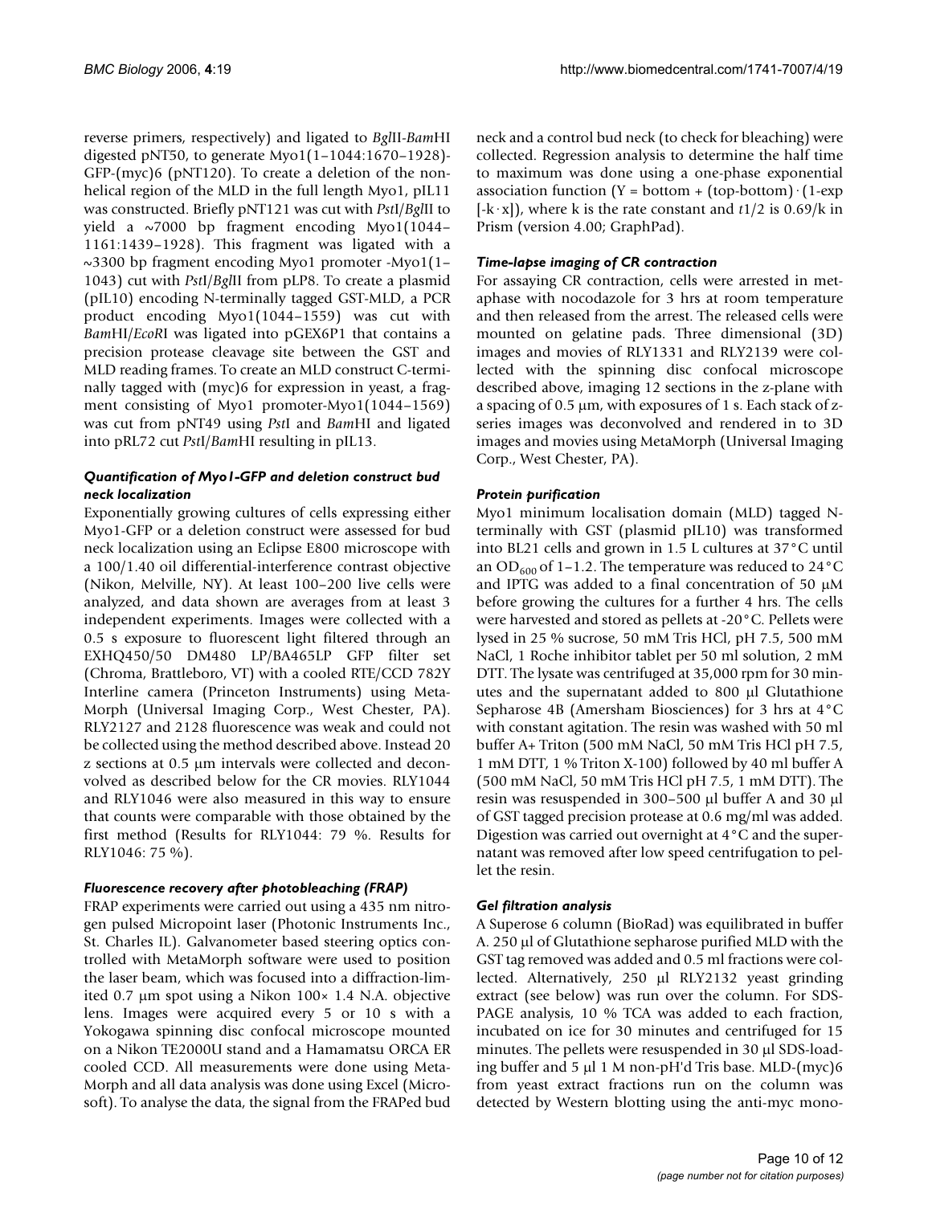reverse primers, respectively) and ligated to *Bgl*II-*Bam*HI digested pNT50, to generate Myo1(1–1044:1670–1928)-GFP-(myc)6 (pNT120). To create a deletion of the non-helical region of the MLD in the full length Myo1, pIL11 was constructed. Briefly pNT121 was cut with *Pst*I/*Bgl*II to yield a ~7000 bp fragment encoding Myo1(1044–1161:1439–1928). This fragment was ligated with a ~3300 bp fragment encoding Myo1 promoter -Myo1(1–1043) cut with *Pst*I/*Bgl*II from pLP8. To create a plasmid (pIL10) encoding N-terminally tagged GST-MLD, a PCR product encoding Myo1(1044–1559) was cut with *Bam*HI/*Eco*RI was ligated into pGEX6P1 that contains a precision protease cleavage site between the GST and MLD reading frames. To create an MLD construct C-terminally tagged with (myc)6 for expression in yeast, a fragment consisting of Myo1 promoter-Myo1(1044–1569) was cut from pNT49 using *Pst*I and *Bam*HI and ligated into pRL72 cut *Pst*I/*Bam*HI resulting in pIL13.

### *Quantification of Myo1-GFP and deletion construct bud neck localization*

Exponentially growing cultures of cells expressing either Myo1-GFP or a deletion construct were assessed for bud neck localization using an Eclipse E800 microscope with a 100/1.40 oil differential-interference contrast objective (Nikon, Melville, NY). At least 100–200 live cells were analyzed, and data shown are averages from at least 3 independent experiments. Images were collected with a 0.5 s exposure to fluorescent light filtered through an EXHQ450/50 DM480 LP/BA465LP GFP filter set (Chroma, Brattleboro, VT) with a cooled RTE/CCD 782Y Interline camera (Princeton Instruments) using MetaMorph (Universal Imaging Corp., West Chester, PA). RLY2127 and 2128 fluorescence was weak and could not be collected using the method described above. Instead 20 z sections at 0.5 μm intervals were collected and deconvolved as described below for the CR movies. RLY1044 and RLY1046 were also measured in this way to ensure that counts were comparable with those obtained by the first method (Results for RLY1044: 79 %. Results for RLY1046: 75 %).

### *Fluorescence recovery after photobleaching (FRAP)*

FRAP experiments were carried out using a 435 nm nitrogen pulsed Micropoint laser (Photonic Instruments Inc., St. Charles IL). Galvanometer based steering optics controlled with MetaMorph software were used to position the laser beam, which was focused into a diffraction-limited 0.7 μm spot using a Nikon 100× 1.4 N.A. objective lens. Images were acquired every 5 or 10 s with a Yokogawa spinning disc confocal microscope mounted on a Nikon TE2000U stand and a Hamamatsu ORCA ER cooled CCD. All measurements were done using MetaMorph and all data analysis was done using Excel (Microsoft). To analyse the data, the signal from the FRAPed bud neck and a control bud neck (to check for bleaching) were collected. Regression analysis to determine the half time to maximum was done using a one-phase exponential association function (Y = bottom + (top-bottom) · (1-exp [-k · x]), where k is the rate constant and $t1/2$ is 0.69/k in Prism (version 4.00; GraphPad).

### *Time-lapse imaging of CR contraction*

For assaying CR contraction, cells were arrested in metaphase with nocodazole for 3 hrs at room temperature and then released from the arrest. The released cells were mounted on gelatine pads. Three dimensional (3D) images and movies of RLY1331 and RLY2139 were collected with the spinning disc confocal microscope described above, imaging 12 sections in the z-plane with a spacing of 0.5 μm, with exposures of 1 s. Each stack of z-series images was deconvolved and rendered in to 3D images and movies using MetaMorph (Universal Imaging Corp., West Chester, PA).

### *Protein purification*

Myo1 minimum localisation domain (MLD) tagged N-terminally with GST (plasmid pIL10) was transformed into BL21 cells and grown in 1.5 L cultures at 37°C until an $OD_{600}$ of 1–1.2. The temperature was reduced to 24°C and IPTG was added to a final concentration of 50 μM before growing the cultures for a further 4 hrs. The cells were harvested and stored as pellets at -20°C. Pellets were lysed in 25 % sucrose, 50 mM Tris HCl, pH 7.5, 500 mM NaCl, 1 Roche inhibitor tablet per 50 ml solution, 2 mM DTT. The lysate was centrifuged at 35,000 rpm for 30 minutes and the supernatant added to 800 μl Glutathione Sepharose 4B (Amersham Biosciences) for 3 hrs at 4°C with constant agitation. The resin was washed with 50 ml buffer A+ Triton (500 mM NaCl, 50 mM Tris HCl pH 7.5, 1 mM DTT, 1 % Triton X-100) followed by 40 ml buffer A (500 mM NaCl, 50 mM Tris HCl pH 7.5, 1 mM DTT). The resin was resuspended in 300–500 μl buffer A and 30 μl of GST tagged precision protease at 0.6 mg/ml was added. Digestion was carried out overnight at 4°C and the supernatant was removed after low speed centrifugation to pellet the resin.

### *Gel filtration analysis*

A Superose 6 column (BioRad) was equilibrated in buffer A. 250 μl of Glutathione sepharose purified MLD with the GST tag removed was added and 0.5 ml fractions were collected. Alternatively, 250 μl RLY2132 yeast grinding extract (see below) was run over the column. For SDS-PAGE analysis, 10 % TCA was added to each fraction, incubated on ice for 30 minutes and centrifuged for 15 minutes. The pellets were resuspended in 30 μl SDS-loading buffer and 5 μl 1 M non-pH'd Tris base. MLD-(myc)6 from yeast extract fractions run on the column was detected by Western blotting using the anti-myc mono-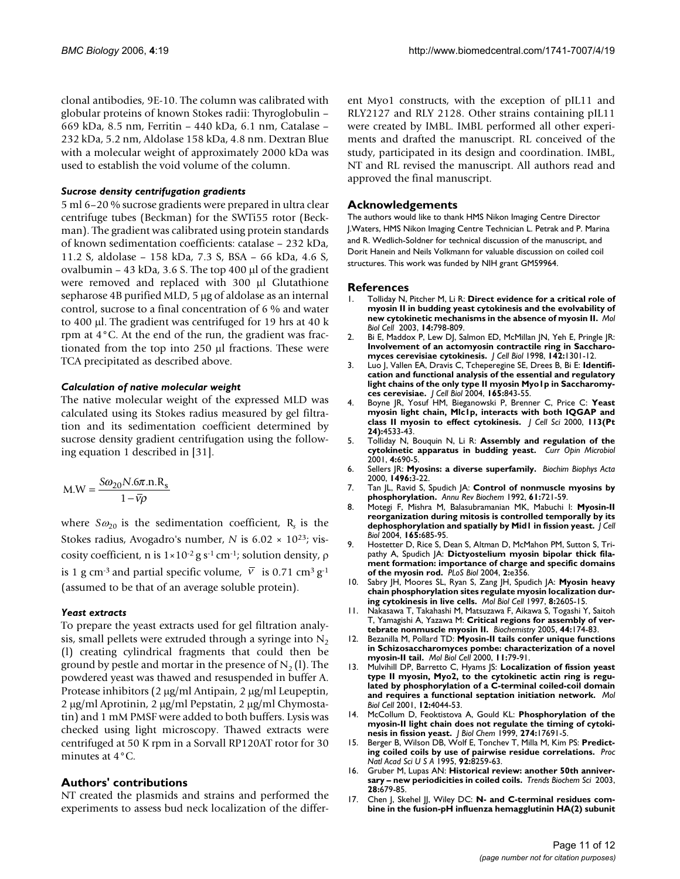clonal antibodies, 9E-10. The column was calibrated with globular proteins of known Stokes radii: Thyroglobulin – 669 kDa, 8.5 nm, Ferritin – 440 kDa, 6.1 nm, Catalase – 232 kDa, 5.2 nm, Aldolase 158 kDa, 4.8 nm. Dextran Blue with a molecular weight of approximately 2000 kDa was used to establish the void volume of the column.

### *Sucrose density centrifugation gradients*

5 ml 6–20 % sucrose gradients were prepared in ultra clear centrifuge tubes (Beckman) for the SWTi55 rotor (Beckman). The gradient was calibrated using protein standards of known sedimentation coefficients: catalase – 232 kDa, 11.2 S, aldolase – 158 kDa, 7.3 S, BSA – 66 kDa, 4.6 S, ovalbumin – 43 kDa, 3.6 S. The top 400 µl of the gradient were removed and replaced with 300 µl Glutathione sepharose 4B purified MLD, 5 µg of aldolase as an internal control, sucrose to a final concentration of 6 % and water to 400 µl. The gradient was centrifuged for 19 hrs at 40 k rpm at 4°C. At the end of the run, the gradient was fractionated from the top into 250 µl fractions. These were TCA precipitated as described above.

### *Calculation of native molecular weight*

The native molecular weight of the expressed MLD was calculated using its Stokes radius measured by gel filtration and its sedimentation coefficient determined by sucrose density gradient centrifugation using the following equation 1 described in [31].

$$\mathrm{M.W} = \frac{S\omega_{20} N.6\pi.\mathrm{n}.R_s}{1-\bar{v}\rho}$$

where $S\omega_{20}$ is the sedimentation coefficient, $R_s$ is the Stokes radius, Avogadro's number, $N$ is $6.02 \times 10^{23}$; viscosity coefficient, n is $1 \times 10^{-2}$ g s$^{-1}$ cm$^{-1}$; solution density, $\rho$ is 1 g cm$^{-3}$ and partial specific volume, $\bar{v}$ is 0.71 cm$^3$ g$^{-1}$ (assumed to be that of an average soluble protein).

### *Yeast extracts*

To prepare the yeast extracts used for gel filtration analysis, small pellets were extruded through a syringe into $N_2$ (l) creating cylindrical fragments that could then be ground by pestle and mortar in the presence of $N_2$ (l). The powdered yeast was thawed and resuspended in buffer A. Protease inhibitors (2 µg/ml Antipain, 2 µg/ml Leupeptin, 2 µg/ml Aprotinin, 2 µg/ml Pepstatin, 2 µg/ml Chymostatin) and 1 mM PMSF were added to both buffers. Lysis was checked using light microscopy. Thawed extracts were centrifuged at 50 K rpm in a Sorvall RP120AT rotor for 30 minutes at 4°C.

## Authors' contributions

NT created the plasmids and strains and performed the experiments to assess bud neck localization of the different Myo1 constructs, with the exception of pIL11 and RLY2127 and RLY 2128. Other strains containing pIL11 were created by IMBL. IMBL performed all other experiments and drafted the manuscript. RL conceived of the study, participated in its design and coordination. IMBL, NT and RL revised the manuscript. All authors read and approved the final manuscript.

## Acknowledgements

The authors would like to thank HMS Nikon Imaging Centre Director J.Waters, HMS Nikon Imaging Centre Technician L. Petrak and P. Marina and R. Wedlich-Soldner for technical discussion of the manuscript, and Dorit Hanein and Neils Volkmann for valuable discussion on coiled coil structures. This work was funded by NIH grant GM59964.

## References

1. Tolliday N, Pitcher M, Li R: **Direct evidence for a critical role of myosin II in budding yeast cytokinesis and the evolvability of new cytokinetic mechanisms in the absence of myosin II.** *Mol Biol Cell* 2003, **14:**798-809.
2. Bi E, Maddox P, Lew DJ, Salmon ED, McMillan JN, Yeh E, Pringle JR: **Involvement of an actomyosin contractile ring in Saccharomyces cerevisiae cytokinesis.** *J Cell Biol* 1998, **142:**1301-12.
3. Luo J, Vallen EA, Dravis C, Tcheperegine SE, Drees B, Bi E: **Identification and functional analysis of the essential and regulatory light chains of the only type II myosin Myo1p in Saccharomyces cerevisiae.** *J Cell Biol* 2004, **165:**843-55.
4. Boyne JR, Yosuf HM, Bieganowski P, Brenner C, Price C: **Yeast myosin light chain, Mlc1p, interacts with both IQGAP and class II myosin to effect cytokinesis.** *J Cell Sci* 2000, **113(Pt 24):**4533-43.
5. Tolliday N, Bouquin N, Li R: **Assembly and regulation of the cytokinetic apparatus in budding yeast.** *Curr Opin Microbiol* 2001, **4:**690-5.
6. Sellers JR: **Myosins: a diverse superfamily.** *Biochim Biophys Acta* 2000, **1496:**3-22.
7. Tan JL, Ravid S, Spudich JA: **Control of nonmuscle myosins by phosphorylation.** *Annu Rev Biochem* 1992, **61:**721-59.
8. Motegi F, Mishra M, Balasubramanian MK, Mabuchi I: **Myosin-II reorganization during mitosis is controlled temporally by its dephosphorylation and spatially by Mid1 in fission yeast.** *J Cell Biol* 2004, **165:**685-95.
9. Hostetter D, Rice S, Dean S, Altman D, McMahon PM, Sutton S, Tripathy A, Spudich JA: **Dictyostelium myosin bipolar thick filament formation: importance of charge and specific domains of the myosin rod.** *PLoS Biol* 2004, **2:**e356.
10. Sabry JH, Moores SL, Ryan S, Zang JH, Spudich JA: **Myosin heavy chain phosphorylation sites regulate myosin localization during cytokinesis in live cells.** *Mol Biol Cell* 1997, **8:**2605-15.
11. Nakasawa T, Takahashi M, Matsuzawa F, Aikawa S, Togashi Y, Saitoh T, Yamagishi A, Yazawa M: **Critical regions for assembly of vertebrate nonmuscle myosin II.** *Biochemistry* 2005, **44:**174-83.
12. Bezanilla M, Pollard TD: **Myosin-II tails confer unique functions in Schizosaccharomyces pombe: characterization of a novel myosin-II tail.** *Mol Biol Cell* 2000, **11:**79-91.
13. Mulvihill DP, Barretto C, Hyams JS: **Localization of fission yeast type II myosin, Myo2, to the cytokinetic actin ring is regulated by phosphorylation of a C-terminal coiled-coil domain and requires a functional septation initiation network.** *Mol Biol Cell* 2001, **12:**4044-53.
14. McCollum D, Feoktistova A, Gould KL: **Phosphorylation of the myosin-II light chain does not regulate the timing of cytokinesis in fission yeast.** *J Biol Chem* 1999, **274:**17691-5.
15. Berger B, Wilson DB, Wolf E, Tonchev T, Milla M, Kim PS: **Predicting coiled coils by use of pairwise residue correlations.** *Proc Natl Acad Sci U S A* 1995, **92:**8259-63.
16. Gruber M, Lupas AN: **Historical review: another 50th anniversary – new periodicities in coiled coils.** *Trends Biochem Sci* 2003, **28:**679-85.
17. Chen J, Skehel JJ, Wiley DC: **N- and C-terminal residues combine in the fusion-pH influenza hemagglutinin HA(2) subunit**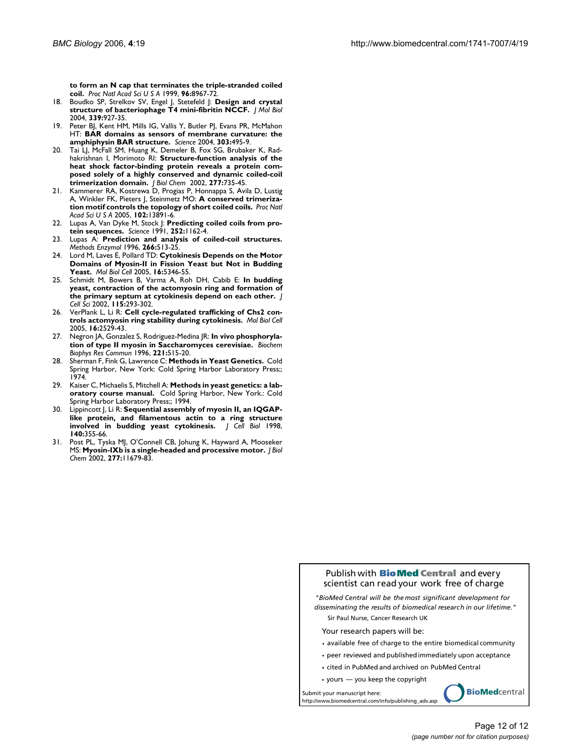**to form an N cap that terminates the triple-stranded coiled coil.** *Proc Natl Acad Sci U S A* 1999, **96:**8967-72.

18. Boudko SP, Strelkov SV, Engel J, Stetefeld J: **Design and crystal structure of bacteriophage T4 mini-fibritin NCCF.** *J Mol Biol* 2004, **339:**927-35.
19. Peter BJ, Kent HM, Mills IG, Vallis Y, Butler PJ, Evans PR, McMahon HT: **BAR domains as sensors of membrane curvature: the amphiphysin BAR structure.** *Science* 2004, **303:**495-9.
20. Tai LJ, McFall SM, Huang K, Demeler B, Fox SG, Brubaker K, Radhakrishnan I, Morimoto RI: **Structure-function analysis of the heat shock factor-binding protein reveals a protein composed solely of a highly conserved and dynamic coiled-coil trimerization domain.** *J Biol Chem* 2002, **277:**735-45.
21. Kammerer RA, Kostrewa D, Progias P, Honnappa S, Avila D, Lustig A, Winkler FK, Pieters J, Steinmetz MO: **A conserved trimerization motif controls the topology of short coiled coils.** *Proc Natl Acad Sci U S A* 2005, **102:**13891-6.
22. Lupas A, Van Dyke M, Stock J: **Predicting coiled coils from protein sequences.** *Science* 1991, **252:**1162-4.
23. Lupas A: **Prediction and analysis of coiled-coil structures.** *Methods Enzymol* 1996, **266:**513-25.
24. Lord M, Laves E, Pollard TD: **Cytokinesis Depends on the Motor Domains of Myosin-II in Fission Yeast but Not in Budding Yeast.** *Mol Biol Cell* 2005, **16:**5346-55.
25. Schmidt M, Bowers B, Varma A, Roh DH, Cabib E: **In budding yeast, contraction of the actomyosin ring and formation of the primary septum at cytokinesis depend on each other.** *J Cell Sci* 2002, **115:**293-302.
26. VerPlank L, Li R: **Cell cycle-regulated trafficking of Chs2 controls actomyosin ring stability during cytokinesis.** *Mol Biol Cell* 2005, **16:**2529-43.
27. Negron JA, Gonzalez S, Rodriguez-Medina JR: **In vivo phosphorylation of type II myosin in Saccharomyces cerevisiae.** *Biochem Biophys Res Commun* 1996, **221:**515-20.
28. Sherman F, Fink G, Lawrence C: **Methods in Yeast Genetics.** Cold Spring Harbor, New York: Cold Spring Harbor Laboratory Press;; 1974.
29. Kaiser C, Michaelis S, Mitchell A: **Methods in yeast genetics: a laboratory course manual.** Cold Spring Harbor, New York.: Cold Spring Harbor Laboratory Press;; 1994.
30. Lippincott J, Li R: **Sequential assembly of myosin II, an IQGAP-like protein, and filamentous actin to a ring structure involved in budding yeast cytokinesis.** *J Cell Biol* 1998, **140:**355-66.
31. Post PL, Tyska MJ, O'Connell CB, Johung K, Hayward A, Mooseker MS: **Myosin-IXb is a single-headed and processive motor.** *J Biol Chem* 2002, **277:**11679-83.

Publish with **BioMed Central** and every scientist can read your work free of charge

*"BioMed Central will be the most significant development for disseminating the results of biomedical research in our lifetime."*

Sir Paul Nurse, Cancer Research UK

Your research papers will be:

- available free of charge to the entire biomedical community
- peer reviewed and published immediately upon acceptance
- cited in PubMed and archived on PubMed Central
- yours — you keep the copyright

Submit your manuscript here:
http://www.biomedcentral.com/info/publishing_adv.asp

**BioMed**central